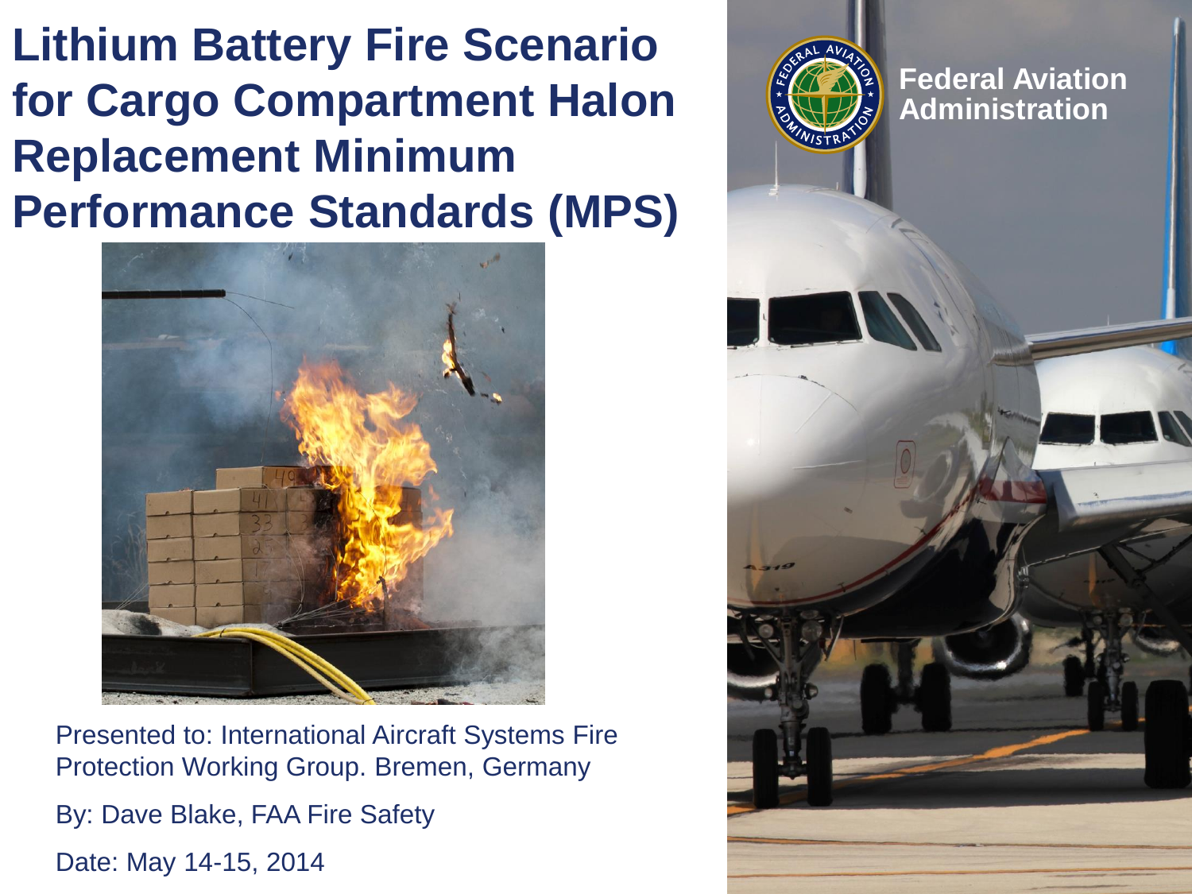# Lithium Battery Fire Scenario for Cargo Compartment Halon Replacement Minimum Performance Standards (MPS)

Federal Aviation Administration

Presented to: International Aircraft Systems Fire Protection Working Group. Bremen, Germany

By: Dave Blake, FAA Fire Safety

Date: May 14-15, 2014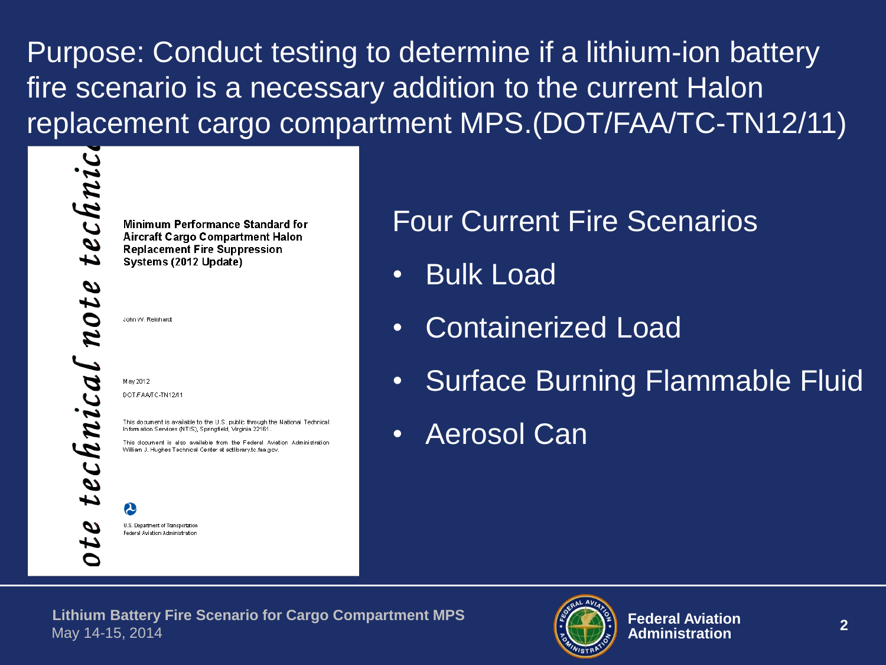# Purpose: Conduct testing to determine if a lithium-ion battery fire scenario is a necessary addition to the current Halon replacement cargo compartment MPS.(DOT/FAA/TC-TN12/11)

*technical note technical note technica*

**Minimum Performance Standard for Aircraft Cargo Compartment Halon Replacement Fire Suppression Systems (2012 Update)**

John W. Reinhardt

May 2012

DOT/FAA/TC-TN12/11

This document is available to the U.S. public through the National Technical Information Services (NTIS), Springfield, Virginia 22161.

This document is also available from the Federal Aviation Administration William J. Hughes Technical Center at actlibrary.tc.faa.gov.

U.S. Department of Transportation
Federal Aviation Administration

## Four Current Fire Scenarios

- Bulk Load
- Containerized Load
- Surface Burning Flammable Fluid
- Aerosol Can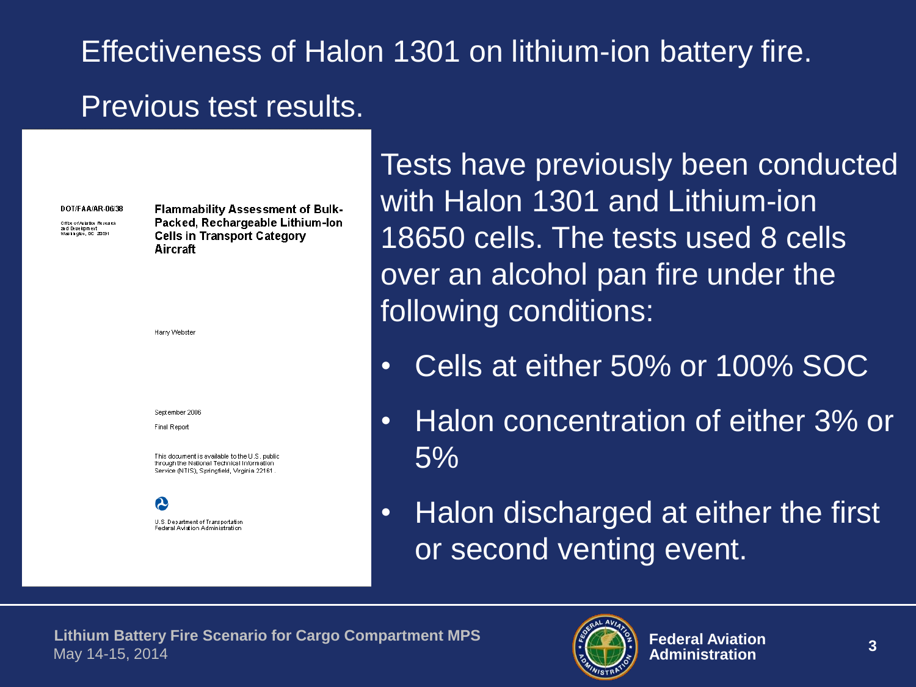# Effectiveness of Halon 1301 on lithium-ion battery fire.

## Previous test results.

DOT/FAA/AR-06/38

Office of Aviation Research and Development
Washington, DC 20591

**Flammability Assessment of Bulk-Packed, Rechargeable Lithium-Ion Cells in Transport Category Aircraft**

Harry Webster

September 2006

Final Report

This document is available to the U.S. public through the National Technical Information Service (NTIS), Springfield, Virginia 22161.

U.S. Department of Transportation
Federal Aviation Administration

Tests have previously been conducted with Halon 1301 and Lithium-ion 18650 cells. The tests used 8 cells over an alcohol pan fire under the following conditions:

- Cells at either 50% or 100% SOC
- Halon concentration of either 3% or 5%
- Halon discharged at either the first or second venting event.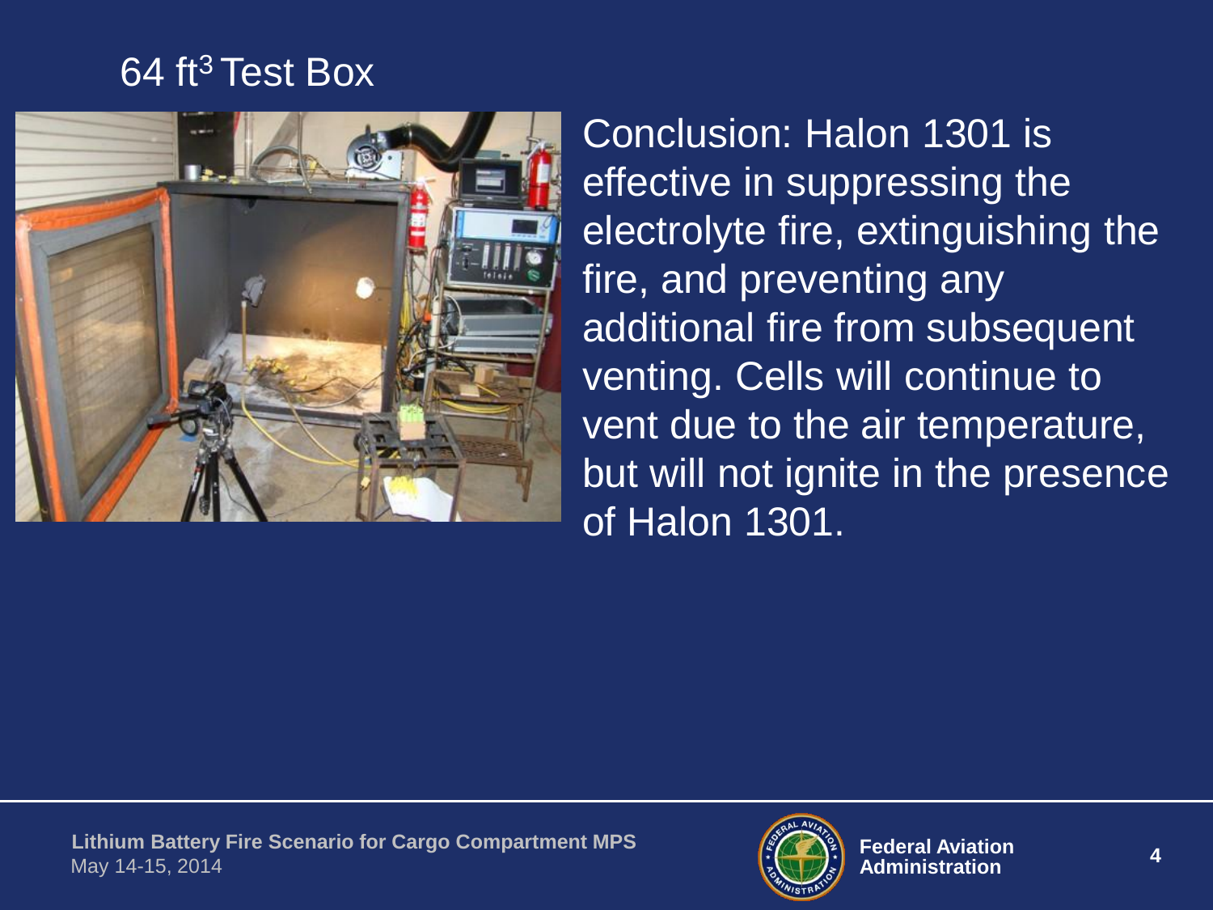# 64 $ft^3$ Test Box

Conclusion: Halon 1301 is effective in suppressing the electrolyte fire, extinguishing the fire, and preventing any additional fire from subsequent venting. Cells will continue to vent due to the air temperature, but will not ignite in the presence of Halon 1301.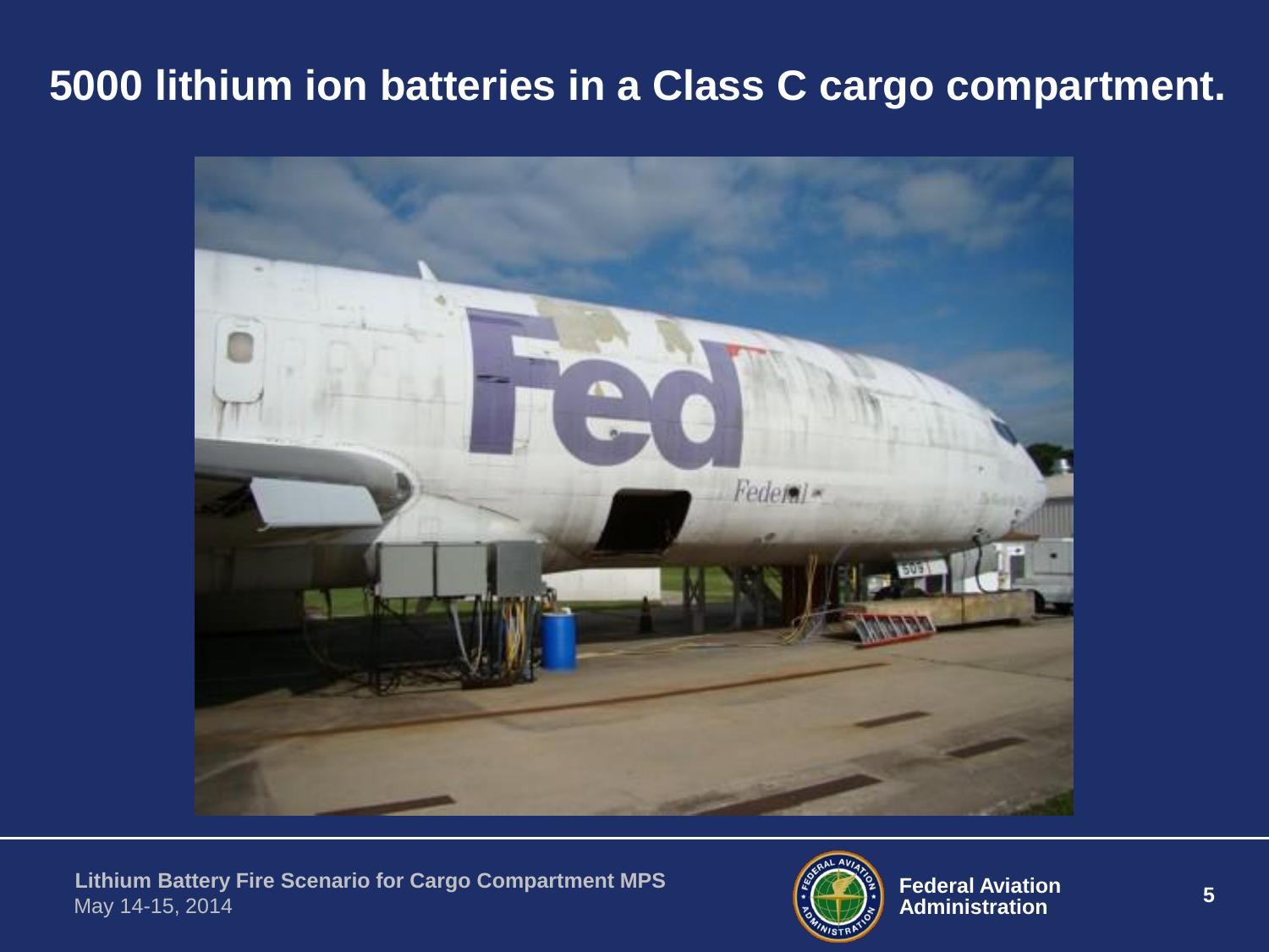# 5000 lithium ion batteries in a Class C cargo compartment.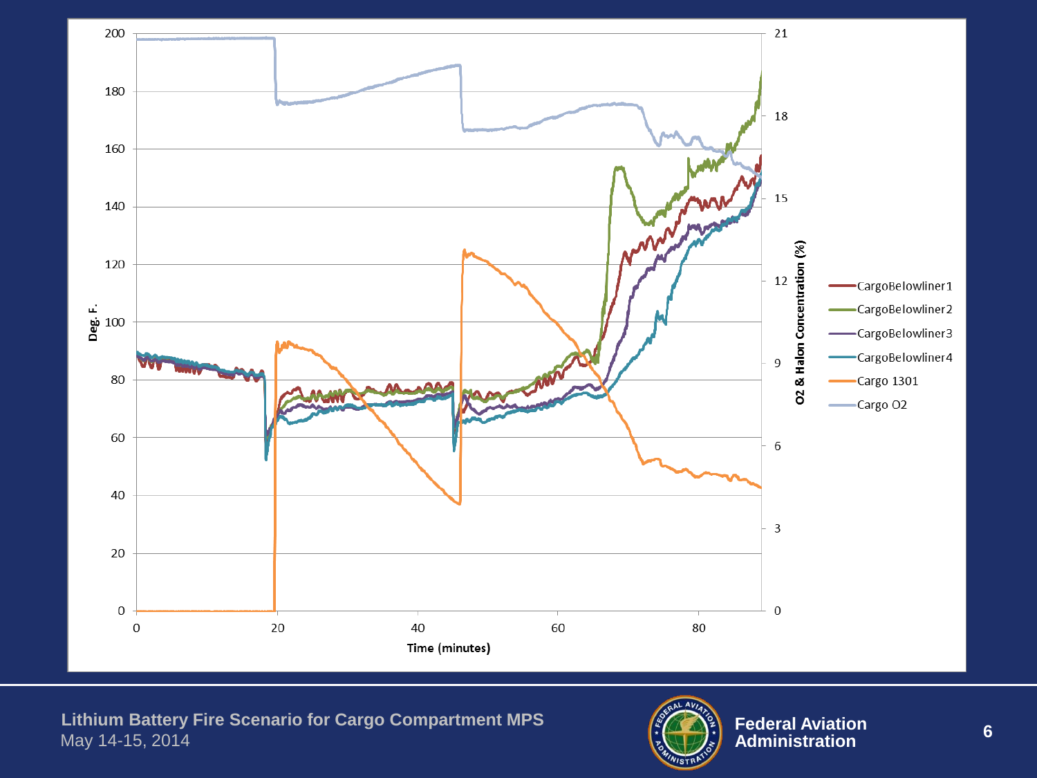Deg. F.

O2 & Halon Concentration (%)

Time (minutes)

- CargoBelowliner1
- CargoBelowliner2
- CargoBelowliner3
- CargoBelowliner4
- Cargo 1301
- Cargo O2